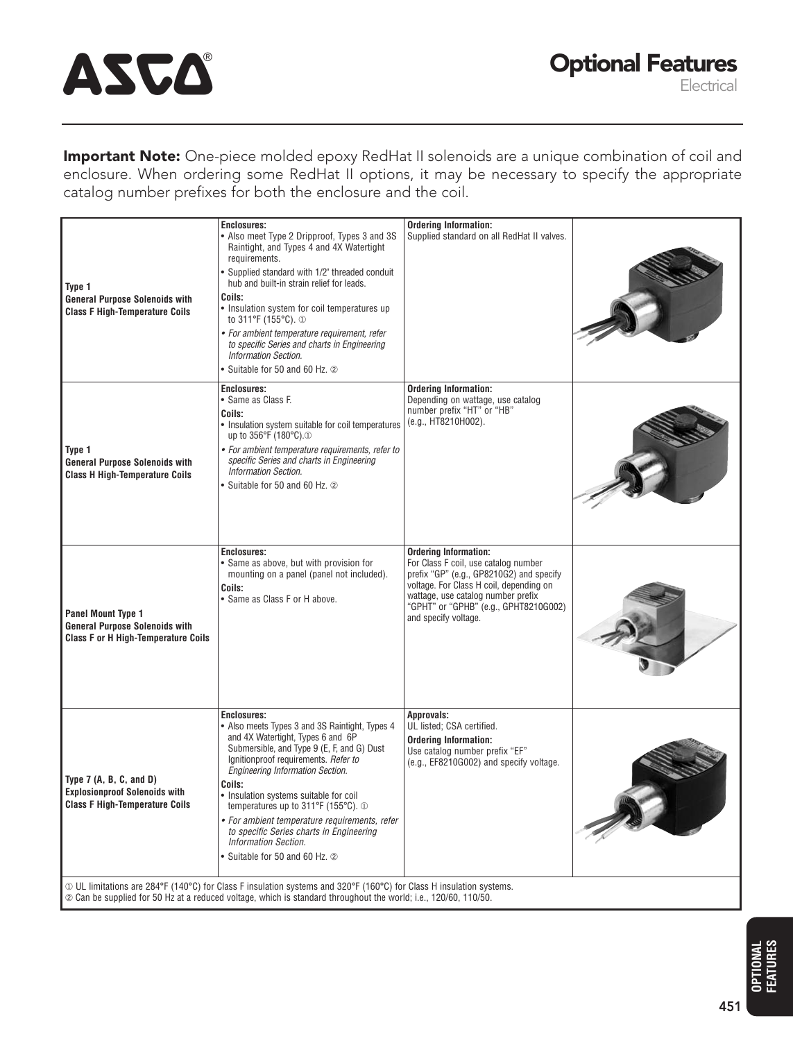# Optional Features

Electrical

**Important Note:** One-piece molded epoxy RedHat II solenoids are a unique combination of coil and enclosure. When ordering some RedHat II options, it may be necessary to specify the appropriate catalog number prefixes for both the enclosure and the coil.

| | | | |
|---|---|---|---|
| **Type 1 General Purpose Solenoids with Class F High-Temperature Coils** | **Enclosures:**<br>• Also meet Type 2 Dripproof, Types 3 and 3S Raintight, and Types 4 and 4X Watertight requirements.<br>• Supplied standard with 1/2" threaded conduit hub and built-in strain relief for leads.<br>**Coils:**<br>• Insulation system for coil temperatures up to 311°F (155°C). ①<br>• *For ambient temperature requirement, refer to specific Series and charts in Engineering Information Section.*<br>• Suitable for 50 and 60 Hz. ② | **Ordering Information:**<br>Supplied standard on all RedHat II valves. | |
| **Type 1 General Purpose Solenoids with Class H High-Temperature Coils** | **Enclosures:**<br>• Same as Class F.<br>**Coils:**<br>• Insulation system suitable for coil temperatures up to 356°F (180°C).①<br>• *For ambient temperature requirements, refer to specific Series and charts in Engineering Information Section.*<br>• Suitable for 50 and 60 Hz. ② | **Ordering Information:**<br>Depending on wattage, use catalog number prefix "HT" or "HB" (e.g., HT8210H002). | |
| **Panel Mount Type 1 General Purpose Solenoids with Class F or H High-Temperature Coils** | **Enclosures:**<br>• Same as above, but with provision for mounting on a panel (panel not included).<br>**Coils:**<br>• Same as Class F or H above. | **Ordering Information:**<br>For Class F coil, use catalog number prefix "GP" (e.g., GP8210G2) and specify voltage. For Class H coil, depending on wattage, use catalog number prefix "GPHT" or "GPHB" (e.g., GPHT8210G002) and specify voltage. | |
| **Type 7 (A, B, C, and D) Explosionproof Solenoids with Class F High-Temperature Coils** | **Enclosures:**<br>• Also meets Types 3 and 3S Raintight, Types 4 and 4X Watertight, Types 6 and 6P Submersible, and Type 9 (E, F, and G) Dust Ignitionproof requirements. *Refer to Engineering Information Section.*<br>**Coils:**<br>• Insulation systems suitable for coil temperatures up to 311°F (155°C). ①<br>• *For ambient temperature requirements, refer to specific Series charts in Engineering Information Section.*<br>• Suitable for 50 and 60 Hz. ② | **Approvals:**<br>UL listed; CSA certified.<br>**Ordering Information:**<br>Use catalog number prefix "EF" (e.g., EF8210G002) and specify voltage. | |

① UL limitations are 284°F (140°C) for Class F insulation systems and 320°F (160°C) for Class H insulation systems.
② Can be supplied for 50 Hz at a reduced voltage, which is standard throughout the world; i.e., 120/60, 110/50.

OPTIONAL FEATURES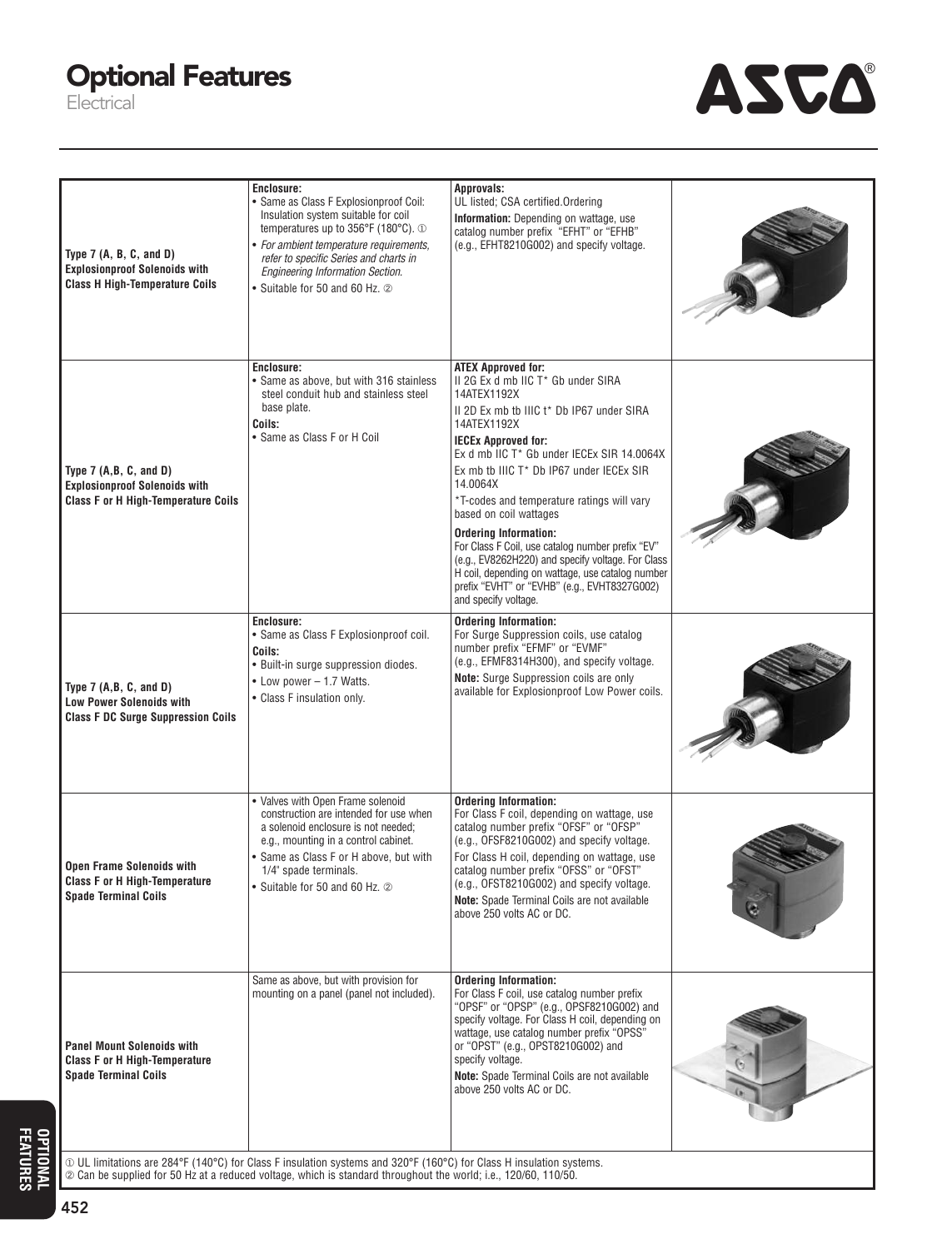# Optional Features

Electrical

| | | | |
|---|---|---|---|
| **Type 7 (A, B, C, and D) Explosionproof Solenoids with Class H High-Temperature Coils** | **Enclosure:**<br>• Same as Class F Explosionproof Coil: Insulation system suitable for coil temperatures up to 356°F (180°C). ①<br>• *For ambient temperature requirements, refer to specific Series and charts in Engineering Information Section.*<br>• Suitable for 50 and 60 Hz. ② | **Approvals:**<br>UL listed; CSA certified.Ordering<br>**Information:** Depending on wattage, use catalog number prefix "EFHT" or "EFHB" (e.g., EFHT8210G002) and specify voltage. | |
| **Type 7 (A,B, C, and D) Explosionproof Solenoids with Class F or H High-Temperature Coils** | **Enclosure:**<br>• Same as above, but with 316 stainless steel conduit hub and stainless steel base plate.<br>**Coils:**<br>• Same as Class F or H Coil | **ATEX Approved for:**<br>II 2G Ex d mb IIC T* Gb under SIRA 14ATEX1192X<br>II 2D Ex mb tb IIIC t* Db IP67 under SIRA 14ATEX1192X<br>**IECEx Approved for:**<br>Ex d mb IIC T* Gb under IECEx SIR 14.0064X<br>Ex mb tb IIIC T* Db IP67 under IECEx SIR 14.0064X<br>*T-codes and temperature ratings will vary based on coil wattages<br>**Ordering Information:**<br>For Class F Coil, use catalog number prefix "EV" (e.g., EV8262H220) and specify voltage. For Class H coil, depending on wattage, use catalog number prefix "EVHT" or "EVHB" (e.g., EVHT8327G002) and specify voltage. | |
| **Type 7 (A,B, C, and D) Low Power Solenoids with Class F DC Surge Suppression Coils** | **Enclosure:**<br>• Same as Class F Explosionproof coil.<br>**Coils:**<br>• Built-in surge suppression diodes.<br>• Low power – 1.7 Watts.<br>• Class F insulation only. | **Ordering Information:**<br>For Surge Suppression coils, use catalog number prefix "EFMF" or "EVMF" (e.g., EFMF8314H300), and specify voltage.<br>**Note:** Surge Suppression coils are only available for Explosionproof Low Power coils. | |
| **Open Frame Solenoids with Class F or H High-Temperature Spade Terminal Coils** | • Valves with Open Frame solenoid construction are intended for use when a solenoid enclosure is not needed; e.g., mounting in a control cabinet.<br>• Same as Class F or H above, but with 1/4" spade terminals.<br>• Suitable for 50 and 60 Hz. ② | **Ordering Information:**<br>For Class F coil, depending on wattage, use catalog number prefix "OFSF" or "OFSP" (e.g., OFSF8210G002) and specify voltage.<br>For Class H coil, depending on wattage, use catalog number prefix "OFSS" or "OFST" (e.g., OFST8210G002) and specify voltage.<br>**Note:** Spade Terminal Coils are not available above 250 volts AC or DC. | |
| **Panel Mount Solenoids with Class F or H High-Temperature Spade Terminal Coils** | Same as above, but with provision for mounting on a panel (panel not included). | **Ordering Information:**<br>For Class F coil, use catalog number prefix "OPSF" or "OPSP" (e.g., OPSF8210G002) and specify voltage. For Class H coil, depending on wattage, use catalog number prefix "OPSS" or "OPST" (e.g., OPST8210G002) and specify voltage.<br>**Note:** Spade Terminal Coils are not available above 250 volts AC or DC. | |

① UL limitations are 284°F (140°C) for Class F insulation systems and 320°F (160°C) for Class H insulation systems.
② Can be supplied for 50 Hz at a reduced voltage, which is standard throughout the world; i.e., 120/60, 110/50.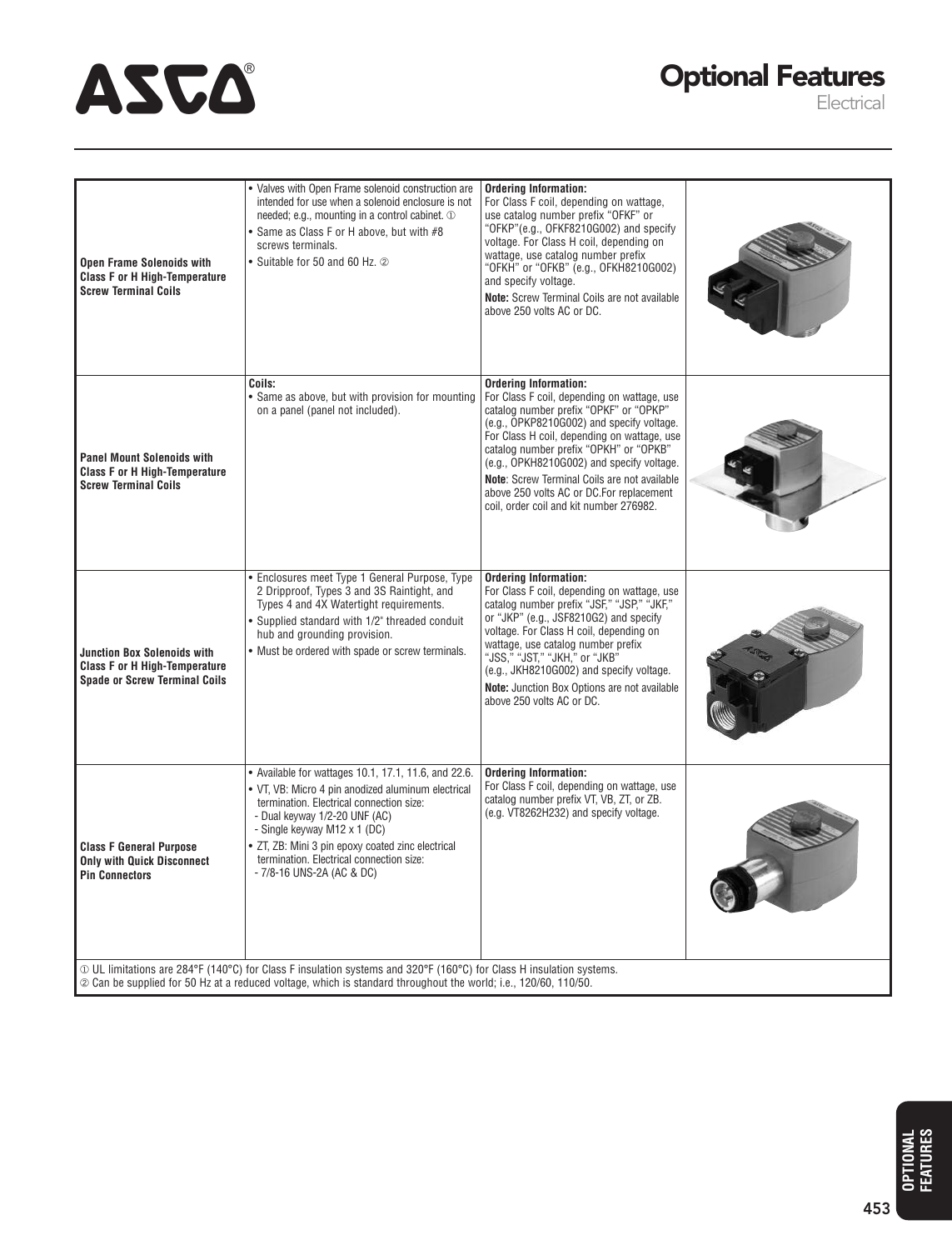# Optional Features

Electrical

| | | | |
|---|---|---|---|
| **Open Frame Solenoids with Class F or H High-Temperature Screw Terminal Coils** | • Valves with Open Frame solenoid construction are intended for use when a solenoid enclosure is not needed; e.g., mounting in a control cabinet. ① <br>• Same as Class F or H above, but with #8 screws terminals. <br>• Suitable for 50 and 60 Hz. ② | **Ordering Information:** For Class F coil, depending on wattage, use catalog number prefix "OFKF" or "OFKP"(e.g., OFKF8210G002) and specify voltage. For Class H coil, depending on wattage, use catalog number prefix "OFKH" or "OFKB" (e.g., OFKH8210G002) and specify voltage. **Note:** Screw Terminal Coils are not available above 250 volts AC or DC. | |
| **Panel Mount Solenoids with Class F or H High-Temperature Screw Terminal Coils** | **Coils:** <br>• Same as above, but with provision for mounting on a panel (panel not included). | **Ordering Information:** For Class F coil, depending on wattage, use catalog number prefix "OPKF" or "OPKP" (e.g., OPKP8210G002) and specify voltage. For Class H coil, depending on wattage, use catalog number prefix "OPKH" or "OPKB" (e.g., OPKH8210G002) and specify voltage. **Note**: Screw Terminal Coils are not available above 250 volts AC or DC.For replacement coil, order coil and kit number 276982. | |
| **Junction Box Solenoids with Class F or H High-Temperature Spade or Screw Terminal Coils** | • Enclosures meet Type 1 General Purpose, Type 2 Dripproof, Types 3 and 3S Raintight, and Types 4 and 4X Watertight requirements. <br>• Supplied standard with 1/2" threaded conduit hub and grounding provision. <br>• Must be ordered with spade or screw terminals. | **Ordering Information:** For Class F coil, depending on wattage, use catalog number prefix "JSF," "JSP," "JKF," or "JKP" (e.g., JSF8210G2) and specify voltage. For Class H coil, depending on wattage, use catalog number prefix "JSS," "JST," "JKH," or "JKB" (e.g., JKH8210G002) and specify voltage. **Note:** Junction Box Options are not available above 250 volts AC or DC. | |
| **Class F General Purpose Only with Quick Disconnect Pin Connectors** | • Available for wattages 10.1, 17.1, 11.6, and 22.6. <br>• VT, VB: Micro 4 pin anodized aluminum electrical termination. Electrical connection size: <br>- Dual keyway 1/2-20 UNF (AC) <br>- Single keyway M12 x 1 (DC) <br>• ZT, ZB: Mini 3 pin epoxy coated zinc electrical termination. Electrical connection size: <br>- 7/8-16 UNS-2A (AC & DC) | **Ordering Information:** For Class F coil, depending on wattage, use catalog number prefix VT, VB, ZT, or ZB. (e.g. VT8262H232) and specify voltage. | |

① UL limitations are 284°F (140°C) for Class F insulation systems and 320°F (160°C) for Class H insulation systems.
② Can be supplied for 50 Hz at a reduced voltage, which is standard throughout the world; i.e., 120/60, 110/50.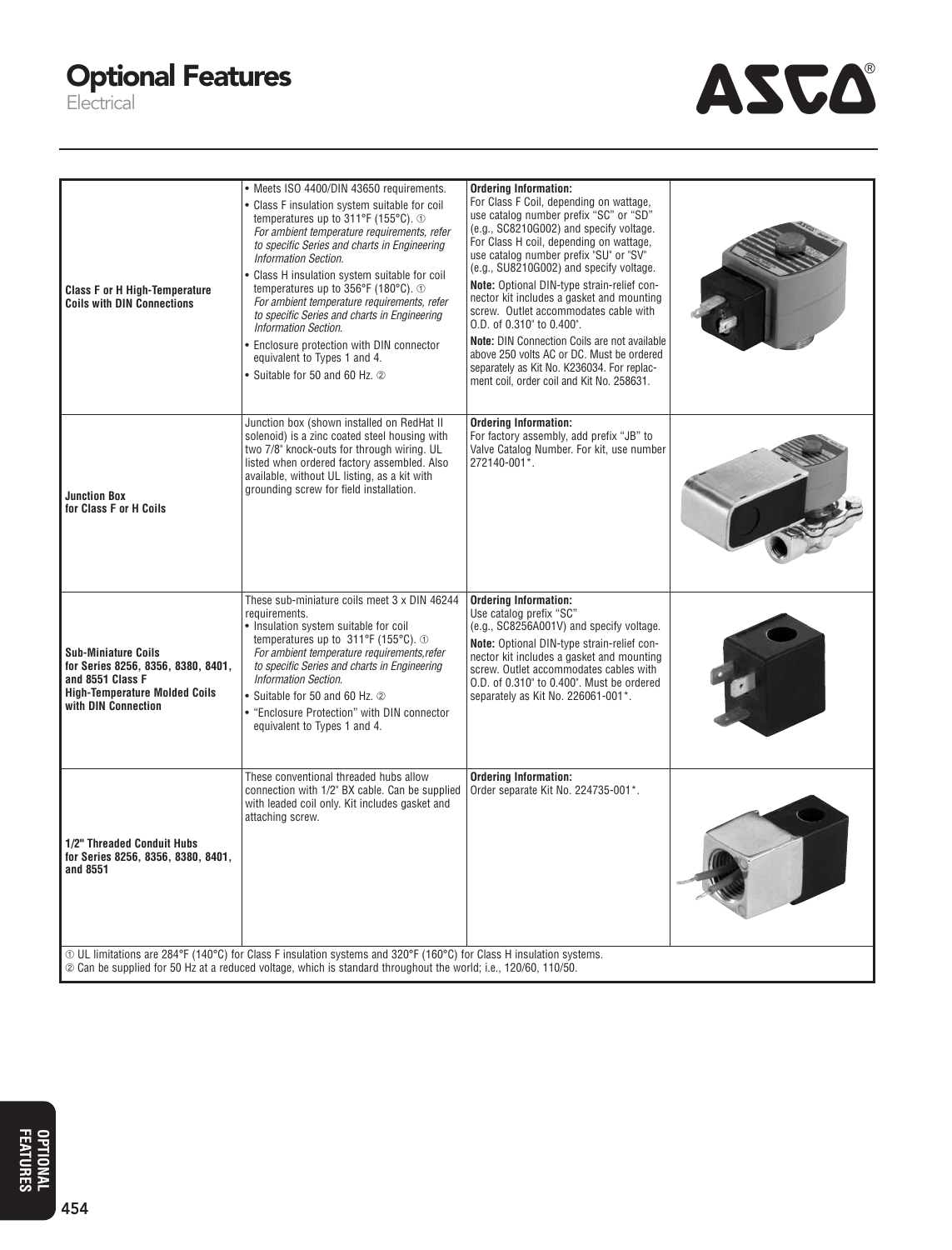# Optional Features

Electrical

| | | | |
|---|---|---|---|
| **Class F or H High-Temperature Coils with DIN Connections** | • Meets ISO 4400/DIN 43650 requirements.<br>• Class F insulation system suitable for coil temperatures up to 311°F (155°C). ①<br>*For ambient temperature requirements, refer to specific Series and charts in Engineering Information Section.*<br>• Class H insulation system suitable for coil temperatures up to 356°F (180°C). ①<br>*For ambient temperature requirements, refer to specific Series and charts in Engineering Information Section.*<br>• Enclosure protection with DIN connector equivalent to Types 1 and 4.<br>• Suitable for 50 and 60 Hz. ② | **Ordering Information:**<br>For Class F Coil, depending on wattage, use catalog number prefix "SC" or "SD" (e.g., SC8210G002) and specify voltage. For Class H coil, depending on wattage, use catalog number prefix "SU" or "SV" (e.g., SU8210G002) and specify voltage.<br>**Note:** Optional DIN-type strain-relief connector kit includes a gasket and mounting screw. Outlet accommodates cable with O.D. of 0.310" to 0.400".<br>**Note:** DIN Connection Coils are not available above 250 volts AC or DC. Must be ordered separately as Kit No. K236034. For replacement coil, order coil and Kit No. 258631. | |
| **Junction Box for Class F or H Coils** | Junction box (shown installed on RedHat II solenoid) is a zinc coated steel housing with two 7/8" knock-outs for through wiring. UL listed when ordered factory assembled. Also available, without UL listing, as a kit with grounding screw for field installation. | **Ordering Information:**<br>For factory assembly, add prefix "JB" to Valve Catalog Number. For kit, use number 272140-001*. | |
| **Sub-Miniature Coils for Series 8256, 8356, 8380, 8401, and 8551 Class F High-Temperature Molded Coils with DIN Connection** | These sub-miniature coils meet 3 x DIN 46244 requirements.<br>• Insulation system suitable for coil temperatures up to 311°F (155°C). ①<br>*For ambient temperature requirements, refer to specific Series and charts in Engineering Information Section.*<br>• Suitable for 50 and 60 Hz. ②<br>• "Enclosure Protection" with DIN connector equivalent to Types 1 and 4. | **Ordering Information:**<br>Use catalog prefix "SC" (e.g., SC8256A001V) and specify voltage.<br>**Note:** Optional DIN-type strain-relief connector kit includes a gasket and mounting screw. Outlet accommodates cables with O.D. of 0.310" to 0.400". Must be ordered separately as Kit No. 226061-001*. | |
| **1/2" Threaded Conduit Hubs for Series 8256, 8356, 8380, 8401, and 8551** | These conventional threaded hubs allow connection with 1/2" BX cable. Can be supplied with leaded coil only. Kit includes gasket and attaching screw. | **Ordering Information:**<br>Order separate Kit No. 224735-001*. | |

① UL limitations are 284°F (140°C) for Class F insulation systems and 320°F (160°C) for Class H insulation systems.
② Can be supplied for 50 Hz at a reduced voltage, which is standard throughout the world; i.e., 120/60, 110/50.